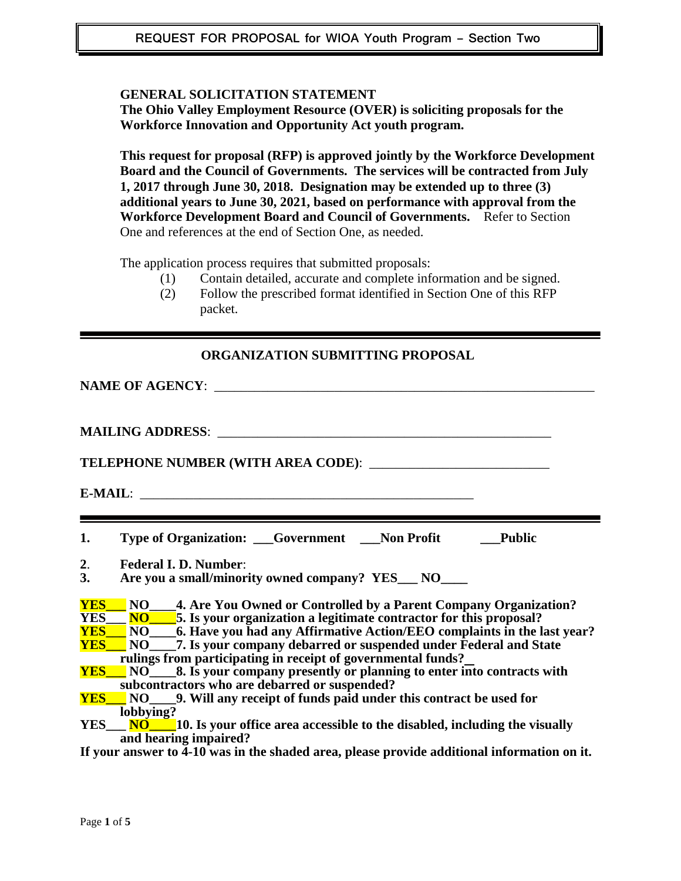## REQUEST FOR PROPOSAL for WIOA Youth Program – Section Two

**GENERAL SOLICITATION STATEMENT**
**The Ohio Valley Employment Resource (OVER) is soliciting proposals for the Workforce Innovation and Opportunity Act youth program.**

**This request for proposal (RFP) is approved jointly by the Workforce Development Board and the Council of Governments. The services will be contracted from July 1, 2017 through June 30, 2018. Designation may be extended up to three (3) additional years to June 30, 2021, based on performance with approval from the Workforce Development Board and Council of Governments.** Refer to Section One and references at the end of Section One, as needed.

The application process requires that submitted proposals:

(1) Contain detailed, accurate and complete information and be signed.
(2) Follow the prescribed format identified in Section One of this RFP packet.

---

**ORGANIZATION SUBMITTING PROPOSAL**

**NAME OF AGENCY**: ____________________________________________________________

**MAILING ADDRESS**: ____________________________________________________

**TELEPHONE NUMBER (WITH AREA CODE)**: __________________________

**E-MAIL**: __________________________________________________

---

1. **Type of Organization: ___Government ___Non Profit ___Public**
2. **Federal I. D. Number**:
3. **Are you a small/minority owned company? YES___ NO____**

**YES___ NO____4. Are You Owned or Controlled by a Parent Company Organization?**
**YES___ NO____5. Is your organization a legitimate contractor for this proposal?**
**YES___ NO____6. Have you had any Affirmative Action/EEO complaints in the last year?**
**YES___ NO____7. Is your company debarred or suspended under Federal and State rulings from participating in receipt of governmental funds?**
**YES___ NO____8. Is your company presently or planning to enter into contracts with subcontractors who are debarred or suspended?**
**YES___ NO____9. Will any receipt of funds paid under this contract be used for lobbying?**
**YES___ NO____10. Is your office area accessible to the disabled, including the visually and hearing impaired?**
**If your answer to 4-10 was in the shaded area, please provide additional information on it.**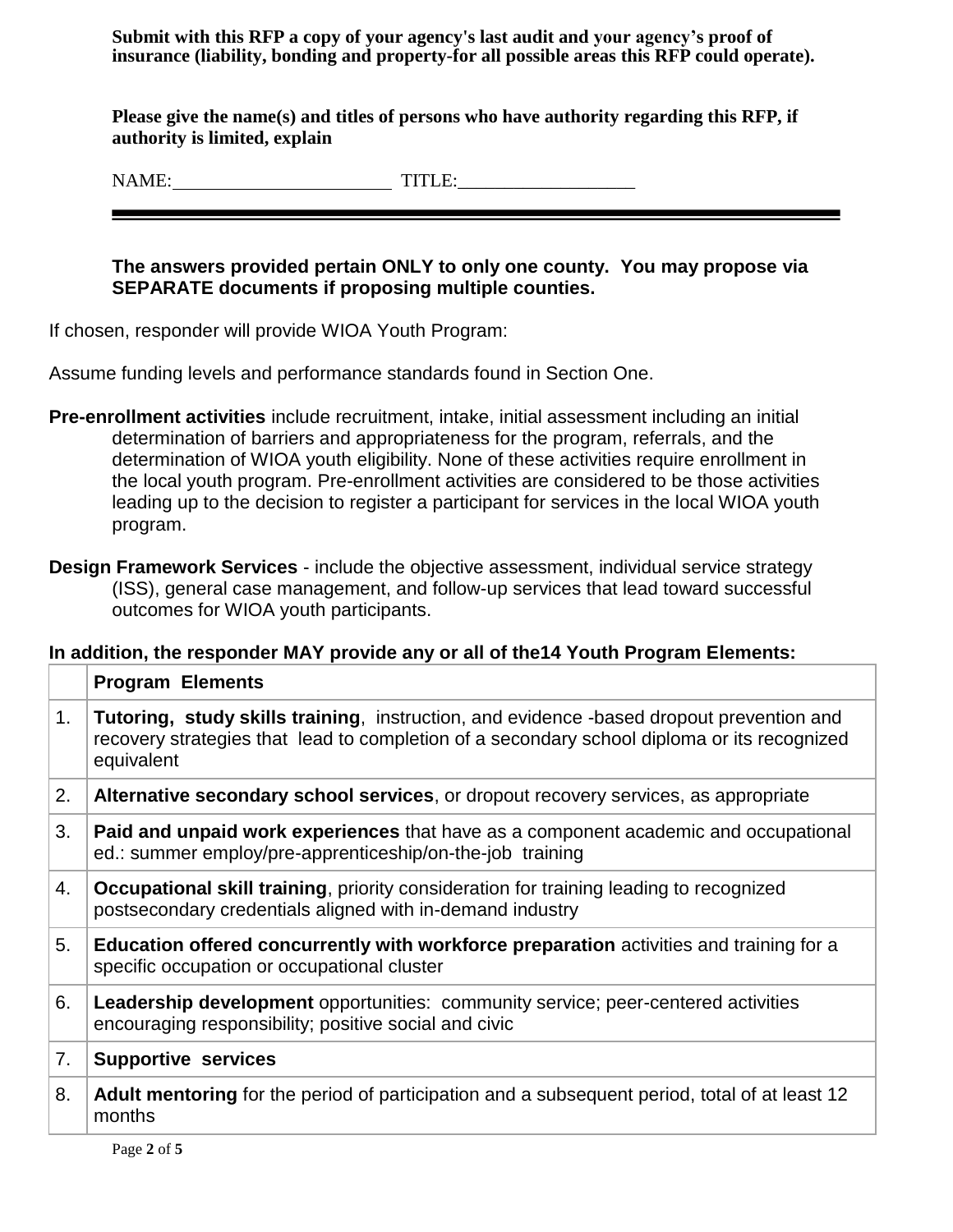**Submit with this RFP a copy of your agency's last audit and your agency's proof of insurance (liability, bonding and property-for all possible areas this RFP could operate).**

**Please give the name(s) and titles of persons who have authority regarding this RFP, if authority is limited, explain**

NAME:________________________ TITLE:___________________

---

**The answers provided pertain ONLY to only one county. You may propose via SEPARATE documents if proposing multiple counties.**

If chosen, responder will provide WIOA Youth Program:

Assume funding levels and performance standards found in Section One.

**Pre-enrollment activities** include recruitment, intake, initial assessment including an initial determination of barriers and appropriateness for the program, referrals, and the determination of WIOA youth eligibility. None of these activities require enrollment in the local youth program. Pre-enrollment activities are considered to be those activities leading up to the decision to register a participant for services in the local WIOA youth program.

**Design Framework Services** - include the objective assessment, individual service strategy (ISS), general case management, and follow-up services that lead toward successful outcomes for WIOA youth participants.

**In addition, the responder MAY provide any or all of the14 Youth Program Elements:**

| | **Program Elements** |
|---|---|
| 1. | **Tutoring, study skills training**, instruction, and evidence -based dropout prevention and recovery strategies that lead to completion of a secondary school diploma or its recognized equivalent |
| 2. | **Alternative secondary school services**, or dropout recovery services, as appropriate |
| 3. | **Paid and unpaid work experiences** that have as a component academic and occupational ed.: summer employ/pre-apprenticeship/on-the-job training |
| 4. | **Occupational skill training**, priority consideration for training leading to recognized postsecondary credentials aligned with in-demand industry |
| 5. | **Education offered concurrently with workforce preparation** activities and training for a specific occupation or occupational cluster |
| 6. | **Leadership development** opportunities: community service; peer-centered activities encouraging responsibility; positive social and civic |
| 7. | **Supportive services** |
| 8. | **Adult mentoring** for the period of participation and a subsequent period, total of at least 12 months |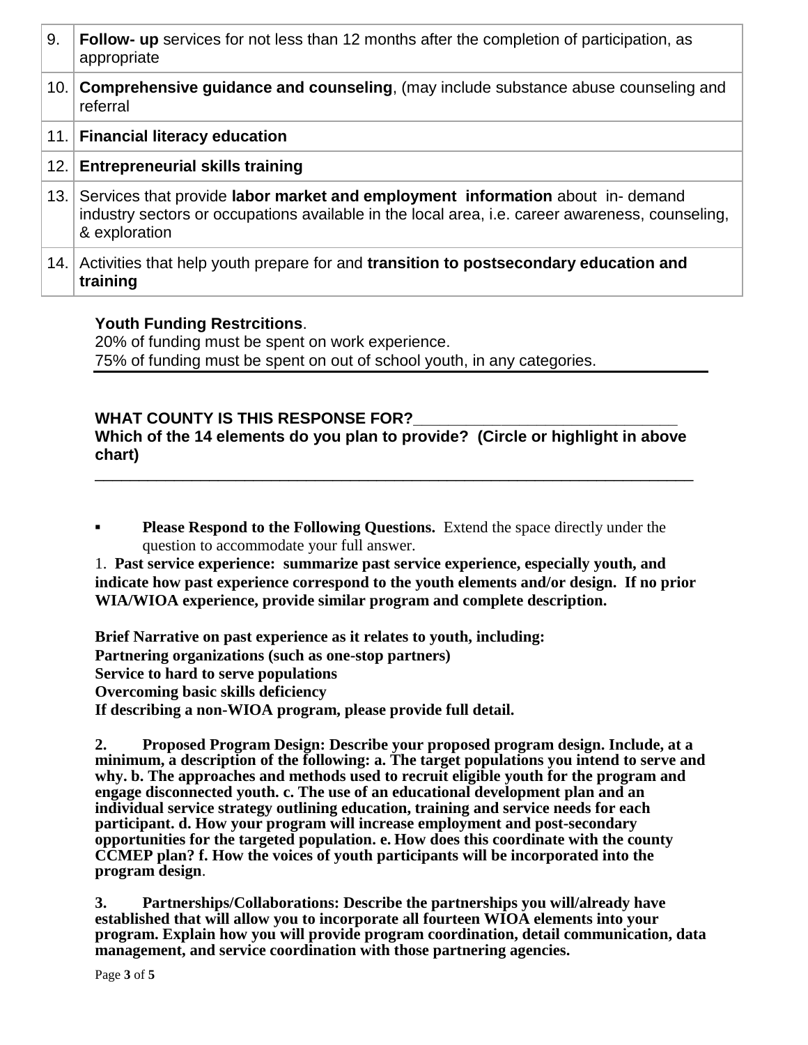| 9. | **Follow- up** services for not less than 12 months after the completion of participation, as appropriate |
|---|---|
| 10. | **Comprehensive guidance and counseling**, (may include substance abuse counseling and referral |
| 11. | **Financial literacy education** |
| 12. | **Entrepreneurial skills training** |
| 13. | Services that provide **labor market and employment information** about in- demand industry sectors or occupations available in the local area, i.e. career awareness, counseling, & exploration |
| 14. | Activities that help youth prepare for and **transition to postsecondary education and training** |

**Youth Funding Restrcitions**.
20% of funding must be spent on work experience.
75% of funding must be spent on out of school youth, in any categories.

**WHAT COUNTY IS THIS RESPONSE FOR?**______________________________
**Which of the 14 elements do you plan to provide? (Circle or highlight in above chart)**
________________________________________________________________________

- **Please Respond to the Following Questions.** Extend the space directly under the question to accommodate your full answer.

1. **Past service experience: summarize past service experience, especially youth, and indicate how past experience correspond to the youth elements and/or design. If no prior WIA/WIOA experience, provide similar program and complete description.**

**Brief Narrative on past experience as it relates to youth, including:**
**Partnering organizations (such as one-stop partners)**
**Service to hard to serve populations**
**Overcoming basic skills deficiency**
**If describing a non-WIOA program, please provide full detail.**

**2. Proposed Program Design: Describe your proposed program design. Include, at a minimum, a description of the following: a. The target populations you intend to serve and why. b. The approaches and methods used to recruit eligible youth for the program and engage disconnected youth. c. The use of an educational development plan and an individual service strategy outlining education, training and service needs for each participant. d. How your program will increase employment and post-secondary opportunities for the targeted population. e. How does this coordinate with the county CCMEP plan? f. How the voices of youth participants will be incorporated into the program design**.

**3. Partnerships/Collaborations: Describe the partnerships you will/already have established that will allow you to incorporate all fourteen WIOA elements into your program. Explain how you will provide program coordination, detail communication, data management, and service coordination with those partnering agencies.**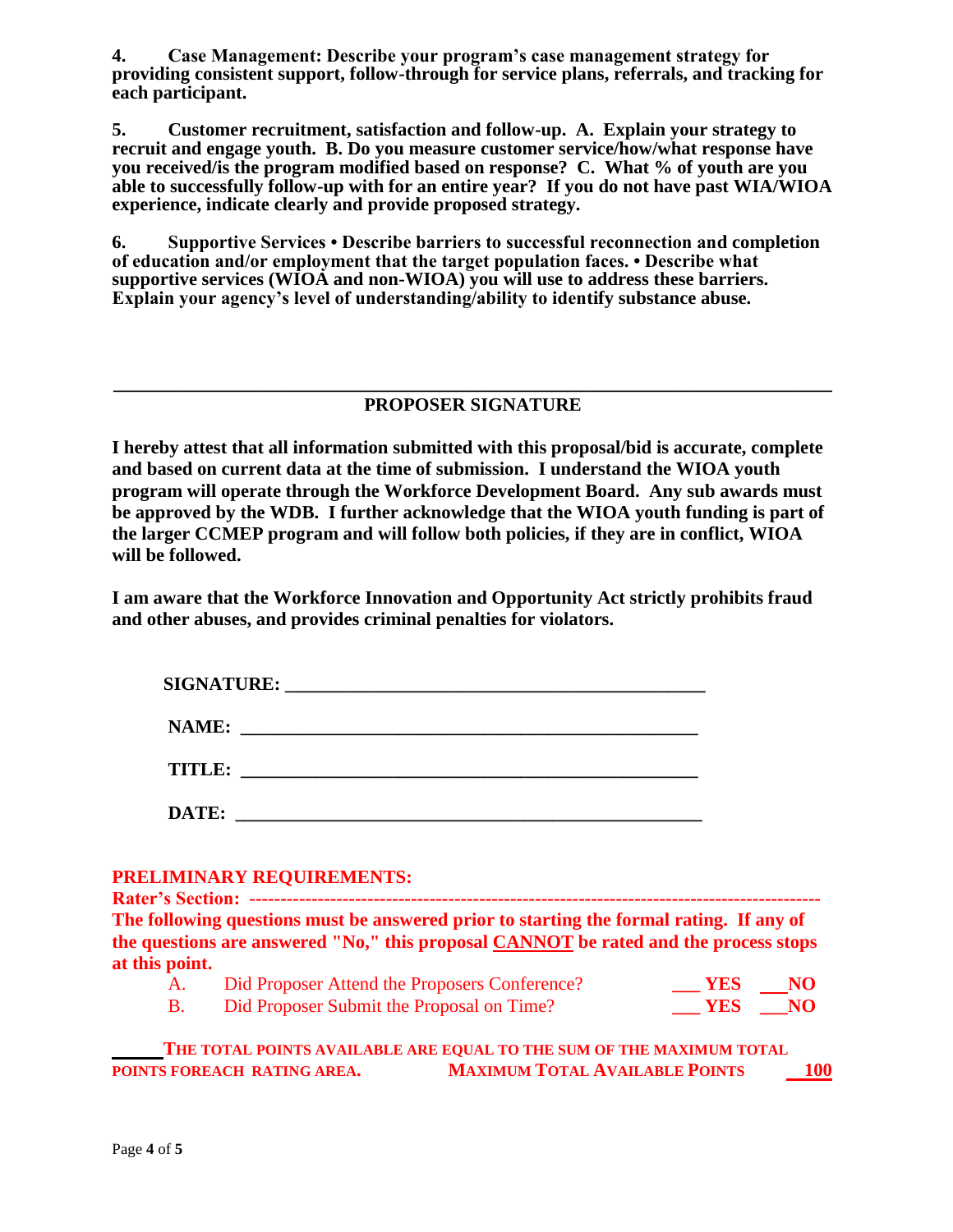**4. Case Management: Describe your program's case management strategy for providing consistent support, follow-through for service plans, referrals, and tracking for each participant.**

**5. Customer recruitment, satisfaction and follow-up. A. Explain your strategy to recruit and engage youth. B. Do you measure customer service/how/what response have you received/is the program modified based on response? C. What % of youth are you able to successfully follow-up with for an entire year? If you do not have past WIA/WIOA experience, indicate clearly and provide proposed strategy.**

**6. Supportive Services • Describe barriers to successful reconnection and completion of education and/or employment that the target population faces. • Describe what supportive services (WIOA and non-WIOA) you will use to address these barriers. Explain your agency's level of understanding/ability to identify substance abuse.**

---

## PROPOSER SIGNATURE

**I hereby attest that all information submitted with this proposal/bid is accurate, complete and based on current data at the time of submission. I understand the WIOA youth program will operate through the Workforce Development Board. Any sub awards must be approved by the WDB. I further acknowledge that the WIOA youth funding is part of the larger CCMEP program and will follow both policies, if they are in conflict, WIOA will be followed.**

**I am aware that the Workforce Innovation and Opportunity Act strictly prohibits fraud and other abuses, and provides criminal penalties for violators.**

**SIGNATURE:** _____________________________________________

**NAME:** _____________________________________________

**TITLE:** _____________________________________________

**DATE:** _____________________________________________

**PRELIMINARY REQUIREMENTS:**

**Rater's Section: -------------------------------------------------------------------------------------------**

**The following questions must be answered prior to starting the formal rating. If any of the questions are answered "No," this proposal CANNOT be rated and the process stops at this point.**

A. Did Proposer Attend the Proposers Conference? ___ **YES** ___**NO**

B. Did Proposer Submit the Proposal on Time? ___ **YES** ___**NO**

______**THE TOTAL POINTS AVAILABLE ARE EQUAL TO THE SUM OF THE MAXIMUM TOTAL POINTS FOREACH RATING AREA.** **MAXIMUM TOTAL AVAILABLE POINTS** **100**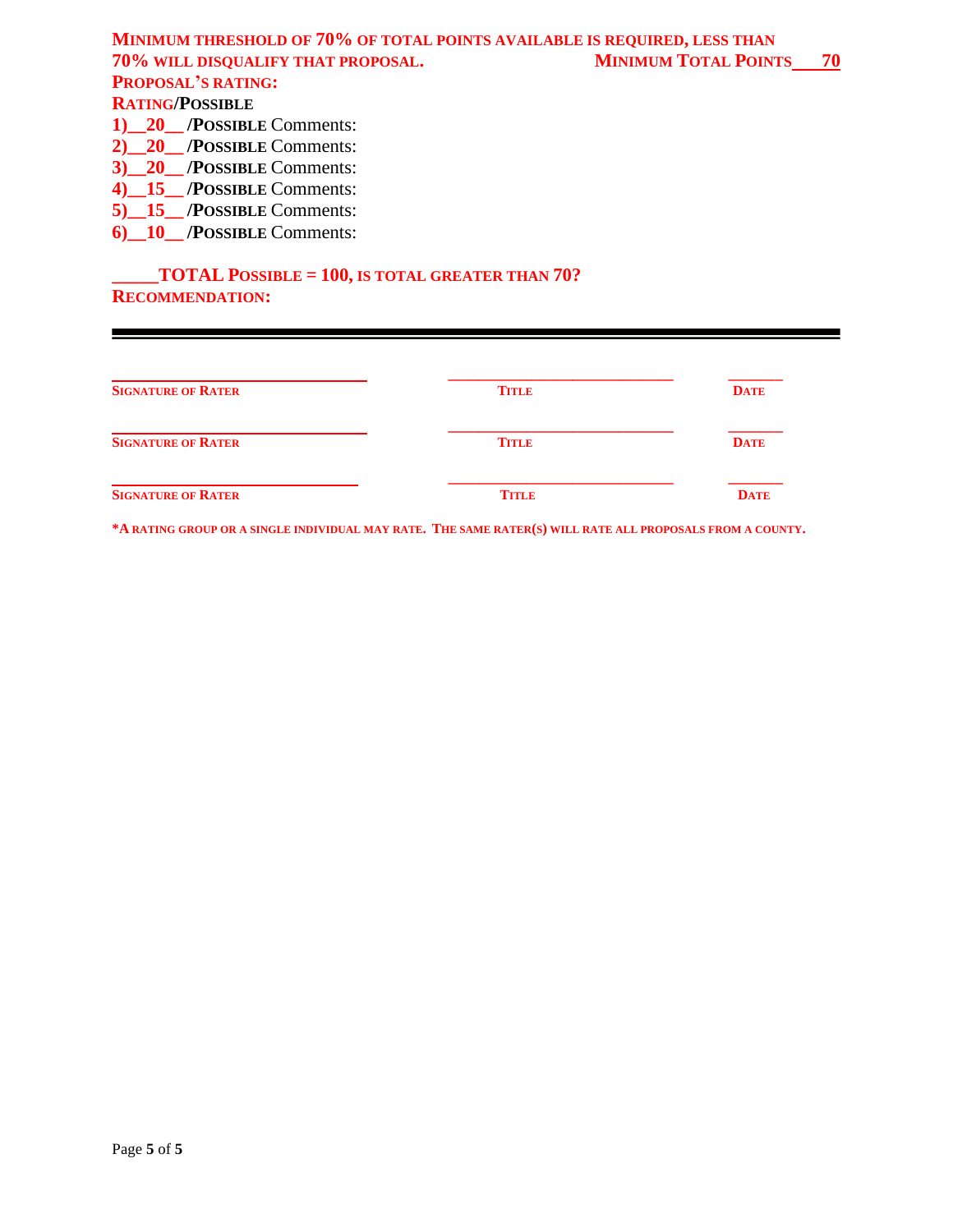**MINIMUM THRESHOLD OF 70% OF TOTAL POINTS AVAILABLE IS REQUIRED, LESS THAN 70% WILL DISQUALIFY THAT PROPOSAL.** **MINIMUM TOTAL POINTS ___70**

**PROPOSAL'S RATING:**

**RATING/POSSIBLE**

**1)__20__ /POSSIBLE** Comments:

**2)__20__ /POSSIBLE** Comments:

**3)__20__ /POSSIBLE** Comments:

**4)__15__ /POSSIBLE** Comments:

**5)__15__ /POSSIBLE** Comments:

**6)__10__ /POSSIBLE** Comments:

**_____TOTAL POSSIBLE = 100, IS TOTAL GREATER THAN 70?**

**RECOMMENDATION:**

---

| | | |
|---|---|---|
| ______________________________ | ______________________________ | _______ |
| **SIGNATURE OF RATER** | **TITLE** | **DATE** |
| ______________________________ | ______________________________ | _______ |
| **SIGNATURE OF RATER** | **TITLE** | **DATE** |
| ______________________________ | ______________________________ | _______ |
| **SIGNATURE OF RATER** | **TITLE** | **DATE** |

**\*A RATING GROUP OR A SINGLE INDIVIDUAL MAY RATE. THE SAME RATER(S) WILL RATE ALL PROPOSALS FROM A COUNTY.**